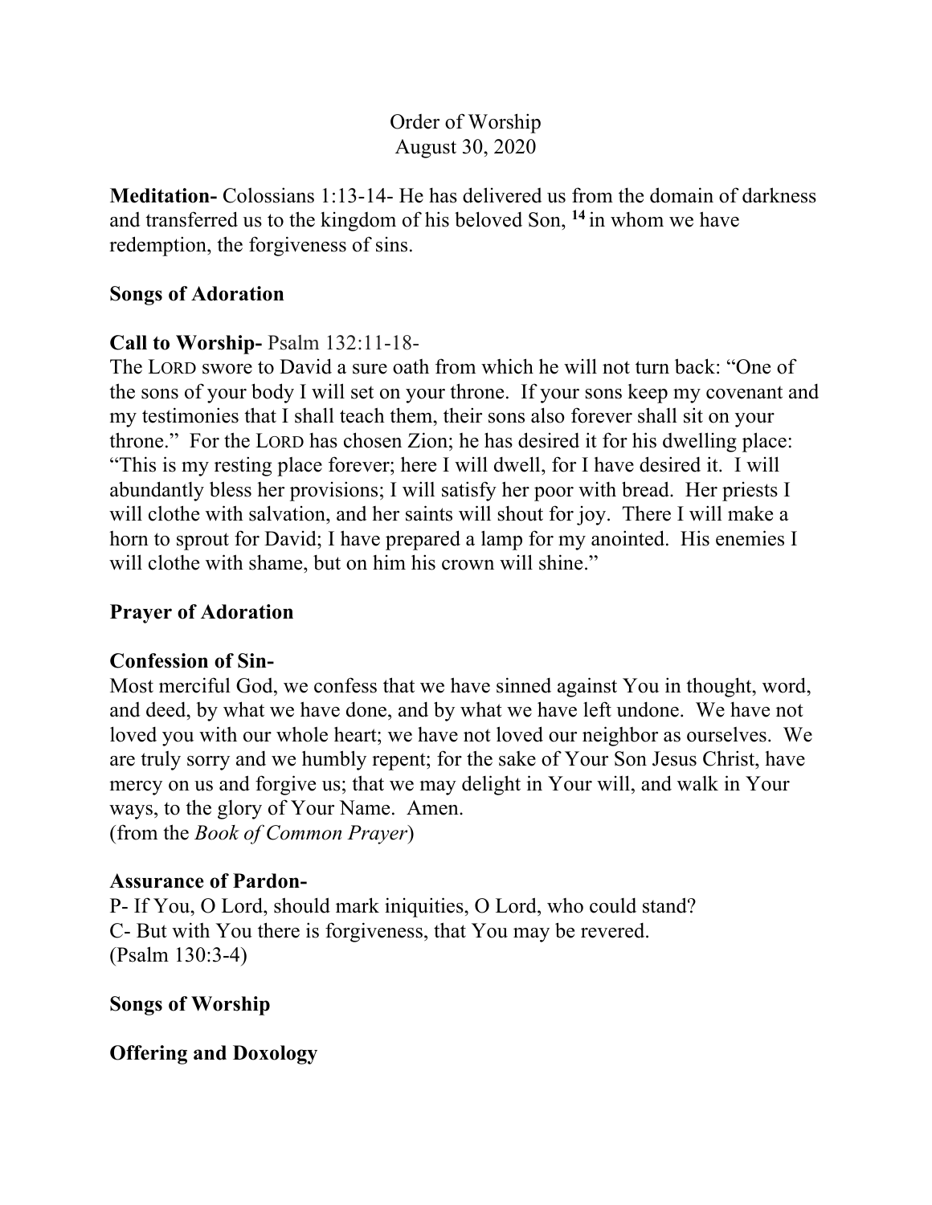Order of Worship
August 30, 2020

**Meditation-** Colossians 1:13-14- He has delivered us from the domain of darkness and transferred us to the kingdom of his beloved Son, [14] in whom we have redemption, the forgiveness of sins.

**Songs of Adoration**

**Call to Worship-** Psalm 132:11-18-
The LORD swore to David a sure oath from which he will not turn back: "One of the sons of your body I will set on your throne. If your sons keep my covenant and my testimonies that I shall teach them, their sons also forever shall sit on your throne." For the LORD has chosen Zion; he has desired it for his dwelling place: "This is my resting place forever; here I will dwell, for I have desired it. I will abundantly bless her provisions; I will satisfy her poor with bread. Her priests I will clothe with salvation, and her saints will shout for joy. There I will make a horn to sprout for David; I have prepared a lamp for my anointed. His enemies I will clothe with shame, but on him his crown will shine."

**Prayer of Adoration**

**Confession of Sin-**
Most merciful God, we confess that we have sinned against You in thought, word, and deed, by what we have done, and by what we have left undone. We have not loved you with our whole heart; we have not loved our neighbor as ourselves. We are truly sorry and we humbly repent; for the sake of Your Son Jesus Christ, have mercy on us and forgive us; that we may delight in Your will, and walk in Your ways, to the glory of Your Name. Amen.
(from the *Book of Common Prayer*)

**Assurance of Pardon-**
P- If You, O Lord, should mark iniquities, O Lord, who could stand?
C- But with You there is forgiveness, that You may be revered.
(Psalm 130:3-4)

**Songs of Worship**

**Offering and Doxology**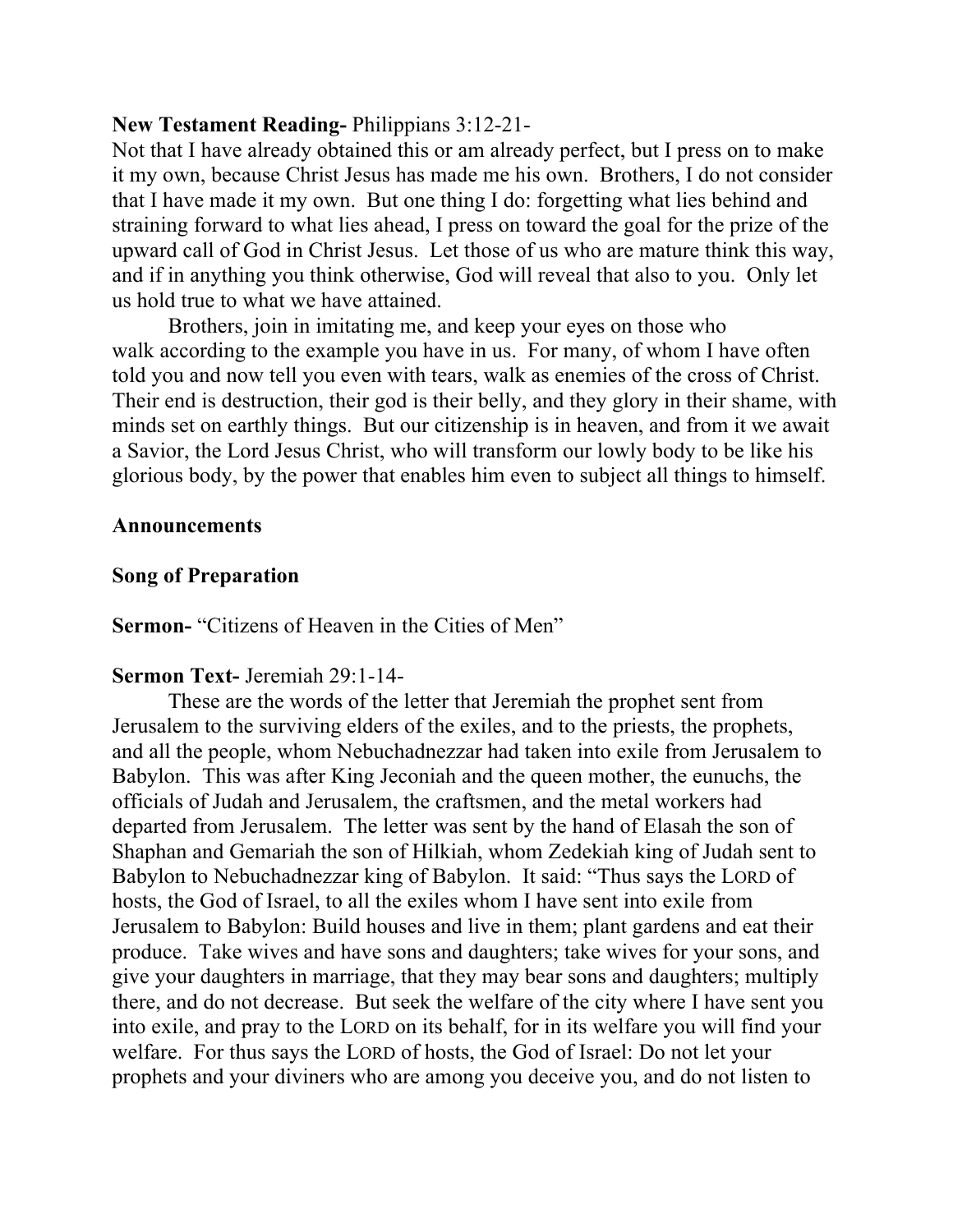**New Testament Reading-** Philippians 3:12-21-

Not that I have already obtained this or am already perfect, but I press on to make it my own, because Christ Jesus has made me his own. Brothers, I do not consider that I have made it my own. But one thing I do: forgetting what lies behind and straining forward to what lies ahead, I press on toward the goal for the prize of the upward call of God in Christ Jesus. Let those of us who are mature think this way, and if in anything you think otherwise, God will reveal that also to you. Only let us hold true to what we have attained.

Brothers, join in imitating me, and keep your eyes on those who walk according to the example you have in us. For many, of whom I have often told you and now tell you even with tears, walk as enemies of the cross of Christ. Their end is destruction, their god is their belly, and they glory in their shame, with minds set on earthly things. But our citizenship is in heaven, and from it we await a Savior, the Lord Jesus Christ, who will transform our lowly body to be like his glorious body, by the power that enables him even to subject all things to himself.

**Announcements**

**Song of Preparation**

**Sermon-** "Citizens of Heaven in the Cities of Men"

**Sermon Text-** Jeremiah 29:1-14-

These are the words of the letter that Jeremiah the prophet sent from Jerusalem to the surviving elders of the exiles, and to the priests, the prophets, and all the people, whom Nebuchadnezzar had taken into exile from Jerusalem to Babylon. This was after King Jeconiah and the queen mother, the eunuchs, the officials of Judah and Jerusalem, the craftsmen, and the metal workers had departed from Jerusalem. The letter was sent by the hand of Elasah the son of Shaphan and Gemariah the son of Hilkiah, whom Zedekiah king of Judah sent to Babylon to Nebuchadnezzar king of Babylon. It said: "Thus says the LORD of hosts, the God of Israel, to all the exiles whom I have sent into exile from Jerusalem to Babylon: Build houses and live in them; plant gardens and eat their produce. Take wives and have sons and daughters; take wives for your sons, and give your daughters in marriage, that they may bear sons and daughters; multiply there, and do not decrease. But seek the welfare of the city where I have sent you into exile, and pray to the LORD on its behalf, for in its welfare you will find your welfare. For thus says the LORD of hosts, the God of Israel: Do not let your prophets and your diviners who are among you deceive you, and do not listen to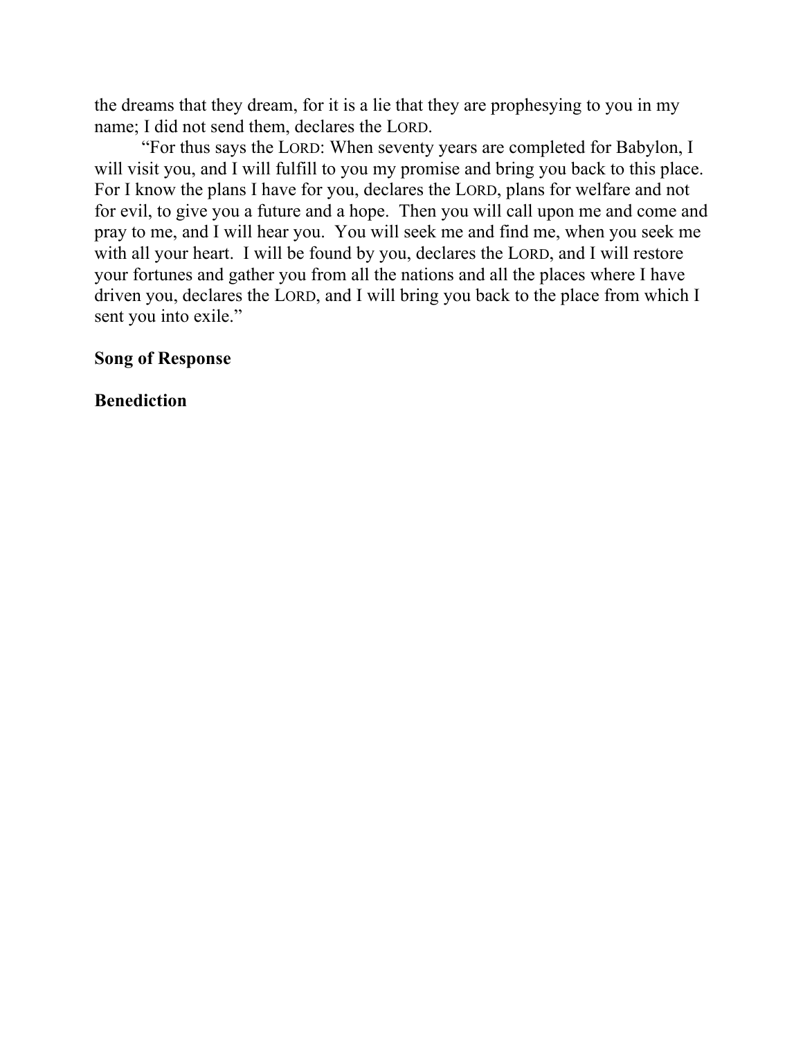the dreams that they dream, for it is a lie that they are prophesying to you in my name; I did not send them, declares the LORD.

"For thus says the LORD: When seventy years are completed for Babylon, I will visit you, and I will fulfill to you my promise and bring you back to this place. For I know the plans I have for you, declares the LORD, plans for welfare and not for evil, to give you a future and a hope. Then you will call upon me and come and pray to me, and I will hear you. You will seek me and find me, when you seek me with all your heart. I will be found by you, declares the LORD, and I will restore your fortunes and gather you from all the nations and all the places where I have driven you, declares the LORD, and I will bring you back to the place from which I sent you into exile."

**Song of Response**

**Benediction**